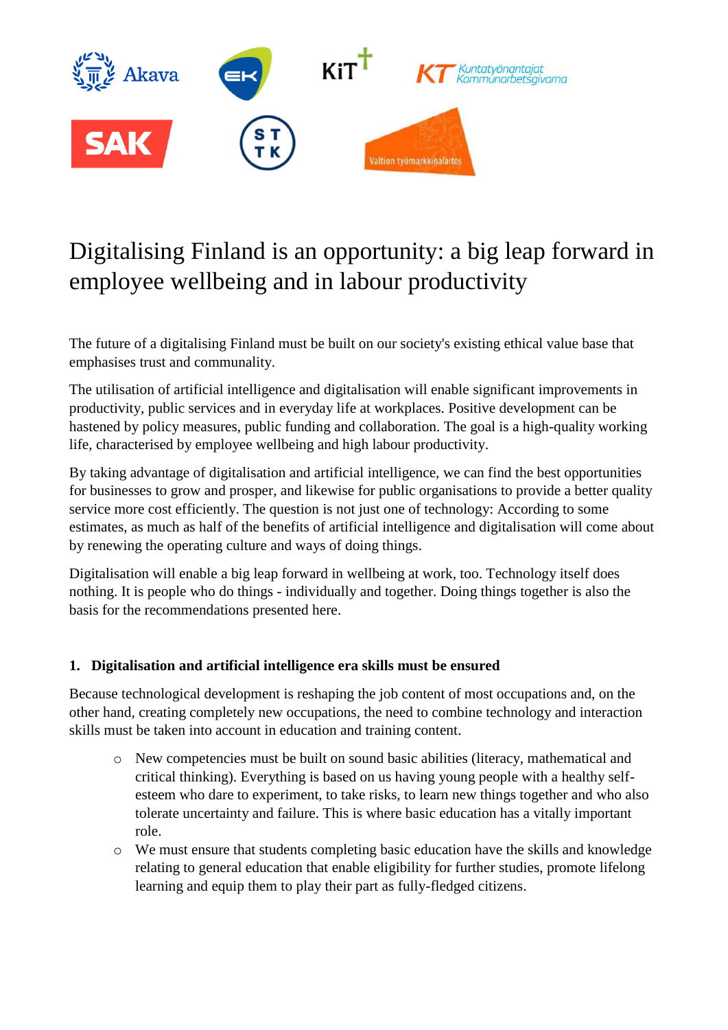Akava EK KiT Kuntatyönantajat Kommunarbetsgivarna SAK STTK Valtion työmarkkinalaitos

# Digitalising Finland is an opportunity: a big leap forward in employee wellbeing and in labour productivity

The future of a digitalising Finland must be built on our society's existing ethical value base that emphasises trust and communality.

The utilisation of artificial intelligence and digitalisation will enable significant improvements in productivity, public services and in everyday life at workplaces. Positive development can be hastened by policy measures, public funding and collaboration. The goal is a high-quality working life, characterised by employee wellbeing and high labour productivity.

By taking advantage of digitalisation and artificial intelligence, we can find the best opportunities for businesses to grow and prosper, and likewise for public organisations to provide a better quality service more cost efficiently. The question is not just one of technology: According to some estimates, as much as half of the benefits of artificial intelligence and digitalisation will come about by renewing the operating culture and ways of doing things.

Digitalisation will enable a big leap forward in wellbeing at work, too. Technology itself does nothing. It is people who do things - individually and together. Doing things together is also the basis for the recommendations presented here.

## 1. Digitalisation and artificial intelligence era skills must be ensured

Because technological development is reshaping the job content of most occupations and, on the other hand, creating completely new occupations, the need to combine technology and interaction skills must be taken into account in education and training content.

- New competencies must be built on sound basic abilities (literacy, mathematical and critical thinking). Everything is based on us having young people with a healthy self-esteem who dare to experiment, to take risks, to learn new things together and who also tolerate uncertainty and failure. This is where basic education has a vitally important role.
- We must ensure that students completing basic education have the skills and knowledge relating to general education that enable eligibility for further studies, promote lifelong learning and equip them to play their part as fully-fledged citizens.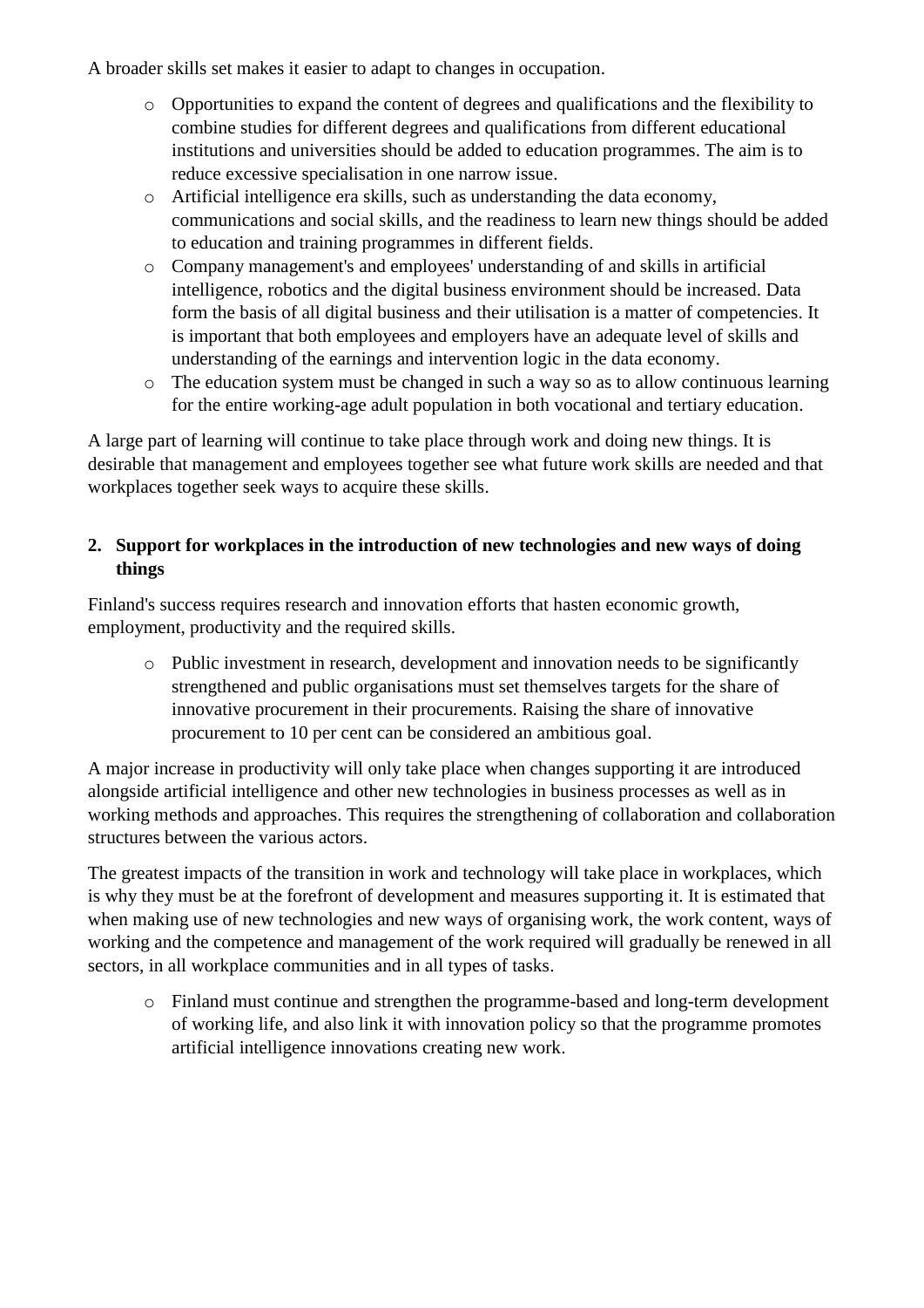A broader skills set makes it easier to adapt to changes in occupation.

- Opportunities to expand the content of degrees and qualifications and the flexibility to combine studies for different degrees and qualifications from different educational institutions and universities should be added to education programmes. The aim is to reduce excessive specialisation in one narrow issue.
- Artificial intelligence era skills, such as understanding the data economy, communications and social skills, and the readiness to learn new things should be added to education and training programmes in different fields.
- Company management's and employees' understanding of and skills in artificial intelligence, robotics and the digital business environment should be increased. Data form the basis of all digital business and their utilisation is a matter of competencies. It is important that both employees and employers have an adequate level of skills and understanding of the earnings and intervention logic in the data economy.
- The education system must be changed in such a way so as to allow continuous learning for the entire working-age adult population in both vocational and tertiary education.

A large part of learning will continue to take place through work and doing new things. It is desirable that management and employees together see what future work skills are needed and that workplaces together seek ways to acquire these skills.

## 2. Support for workplaces in the introduction of new technologies and new ways of doing things

Finland's success requires research and innovation efforts that hasten economic growth, employment, productivity and the required skills.

- Public investment in research, development and innovation needs to be significantly strengthened and public organisations must set themselves targets for the share of innovative procurement in their procurements. Raising the share of innovative procurement to 10 per cent can be considered an ambitious goal.

A major increase in productivity will only take place when changes supporting it are introduced alongside artificial intelligence and other new technologies in business processes as well as in working methods and approaches. This requires the strengthening of collaboration and collaboration structures between the various actors.

The greatest impacts of the transition in work and technology will take place in workplaces, which is why they must be at the forefront of development and measures supporting it. It is estimated that when making use of new technologies and new ways of organising work, the work content, ways of working and the competence and management of the work required will gradually be renewed in all sectors, in all workplace communities and in all types of tasks.

- Finland must continue and strengthen the programme-based and long-term development of working life, and also link it with innovation policy so that the programme promotes artificial intelligence innovations creating new work.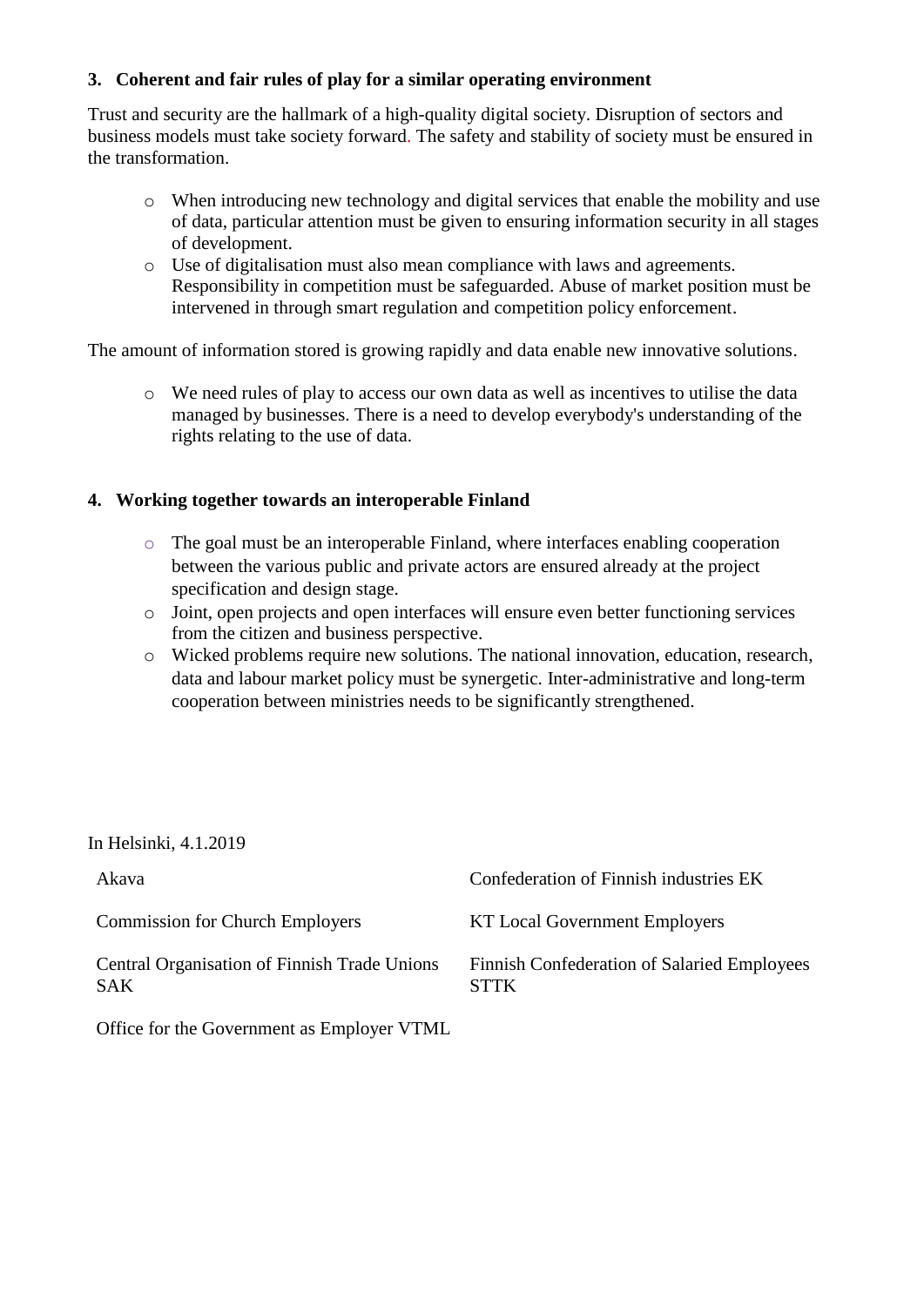### 3. Coherent and fair rules of play for a similar operating environment

Trust and security are the hallmark of a high-quality digital society. Disruption of sectors and business models must take society forward. The safety and stability of society must be ensured in the transformation.

- When introducing new technology and digital services that enable the mobility and use of data, particular attention must be given to ensuring information security in all stages of development.
- Use of digitalisation must also mean compliance with laws and agreements. Responsibility in competition must be safeguarded. Abuse of market position must be intervened in through smart regulation and competition policy enforcement.

The amount of information stored is growing rapidly and data enable new innovative solutions.

- We need rules of play to access our own data as well as incentives to utilise the data managed by businesses. There is a need to develop everybody's understanding of the rights relating to the use of data.

### 4. Working together towards an interoperable Finland

- The goal must be an interoperable Finland, where interfaces enabling cooperation between the various public and private actors are ensured already at the project specification and design stage.
- Joint, open projects and open interfaces will ensure even better functioning services from the citizen and business perspective.
- Wicked problems require new solutions. The national innovation, education, research, data and labour market policy must be synergetic. Inter-administrative and long-term cooperation between ministries needs to be significantly strengthened.

In Helsinki, 4.1.2019

| | |
|---|---|
| Akava | Confederation of Finnish industries EK |
| Commission for Church Employers | KT Local Government Employers |
| Central Organisation of Finnish Trade Unions SAK | Finnish Confederation of Salaried Employees STTK |
| Office for the Government as Employer VTML | |